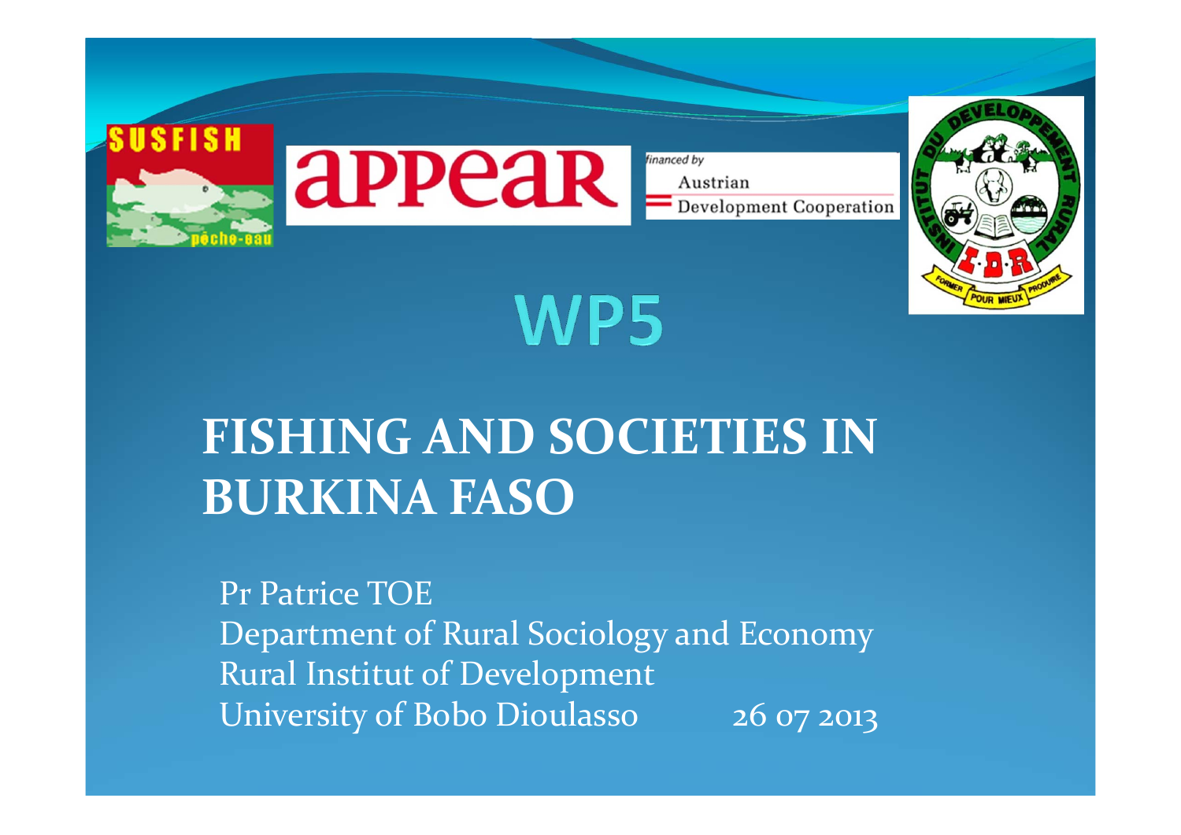SUSFISH pêche-eau

appear

financed by Austrian Development Cooperation

INSTITUT DU DEVELOPPEMENT RURAL — I.D.R — FORMER POUR MIEUX PRODUIRE

# WP5

# FISHING AND SOCIETIES IN BURKINA FASO

Pr Patrice TOE
Department of Rural Sociology and Economy
Rural Institut of Development
University of Bobo Dioulasso 26 07 2013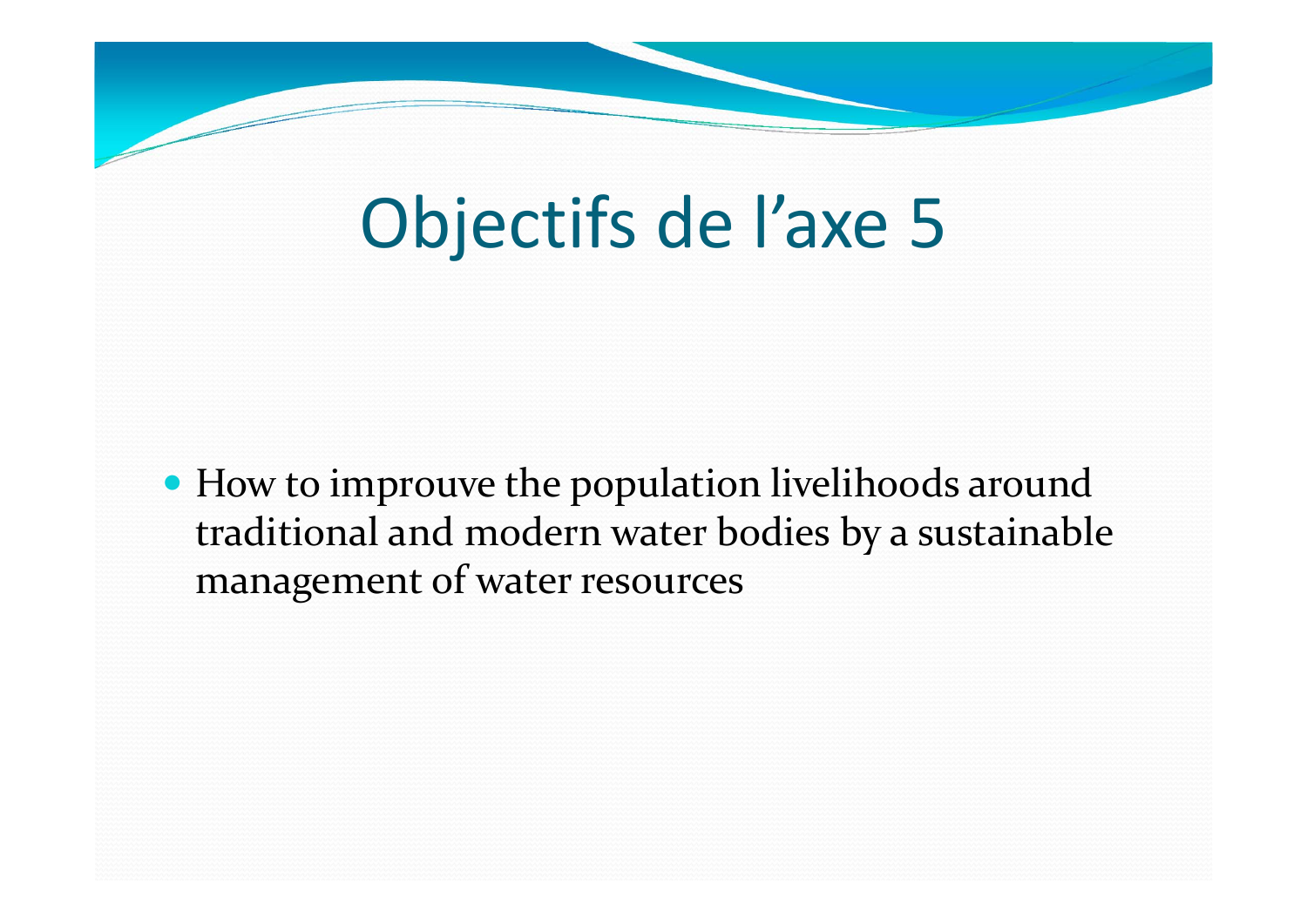# Objectifs de l’axe 5

- How to improuve the population livelihoods around traditional and modern water bodies by a sustainable management of water resources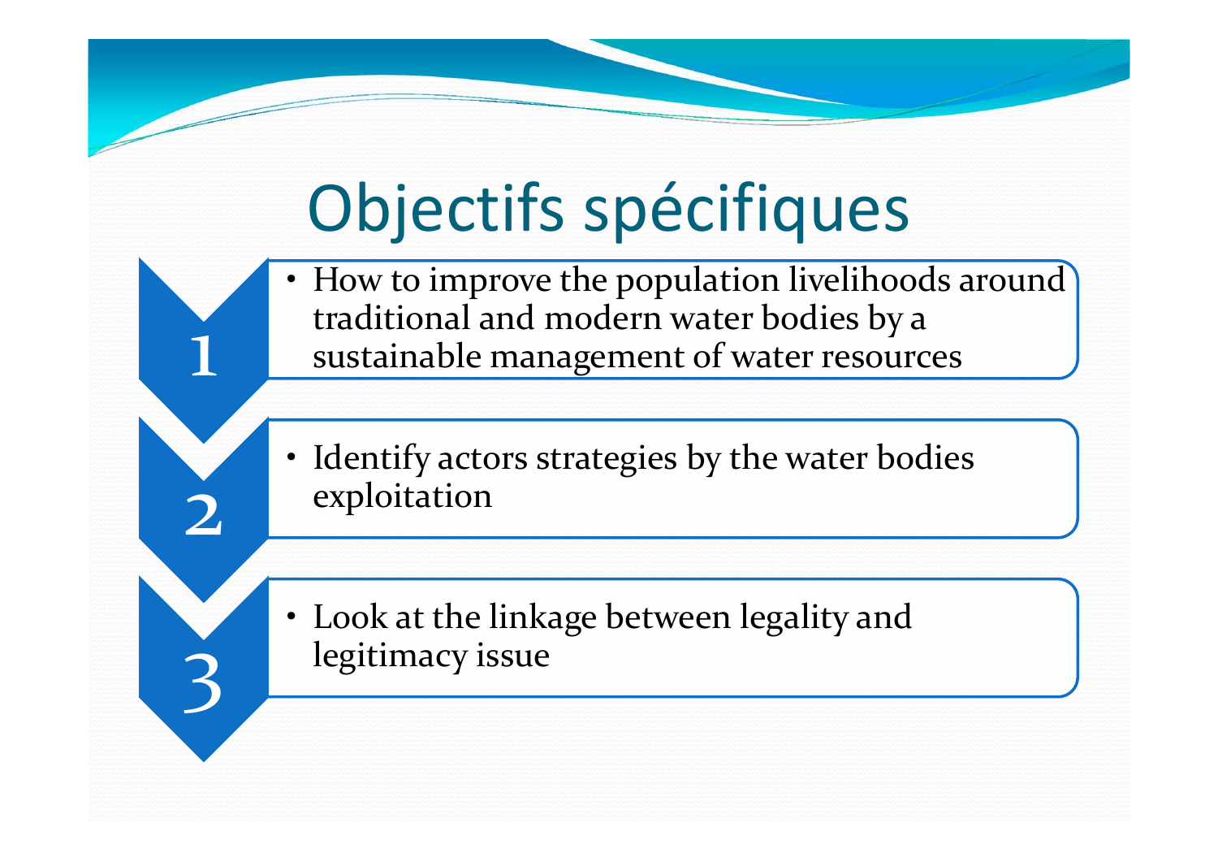# Objectifs spécifiques

1. How to improve the population livelihoods around traditional and modern water bodies by a sustainable management of water resources

2. Identify actors strategies by the water bodies exploitation

3. Look at the linkage between legality and legitimacy issue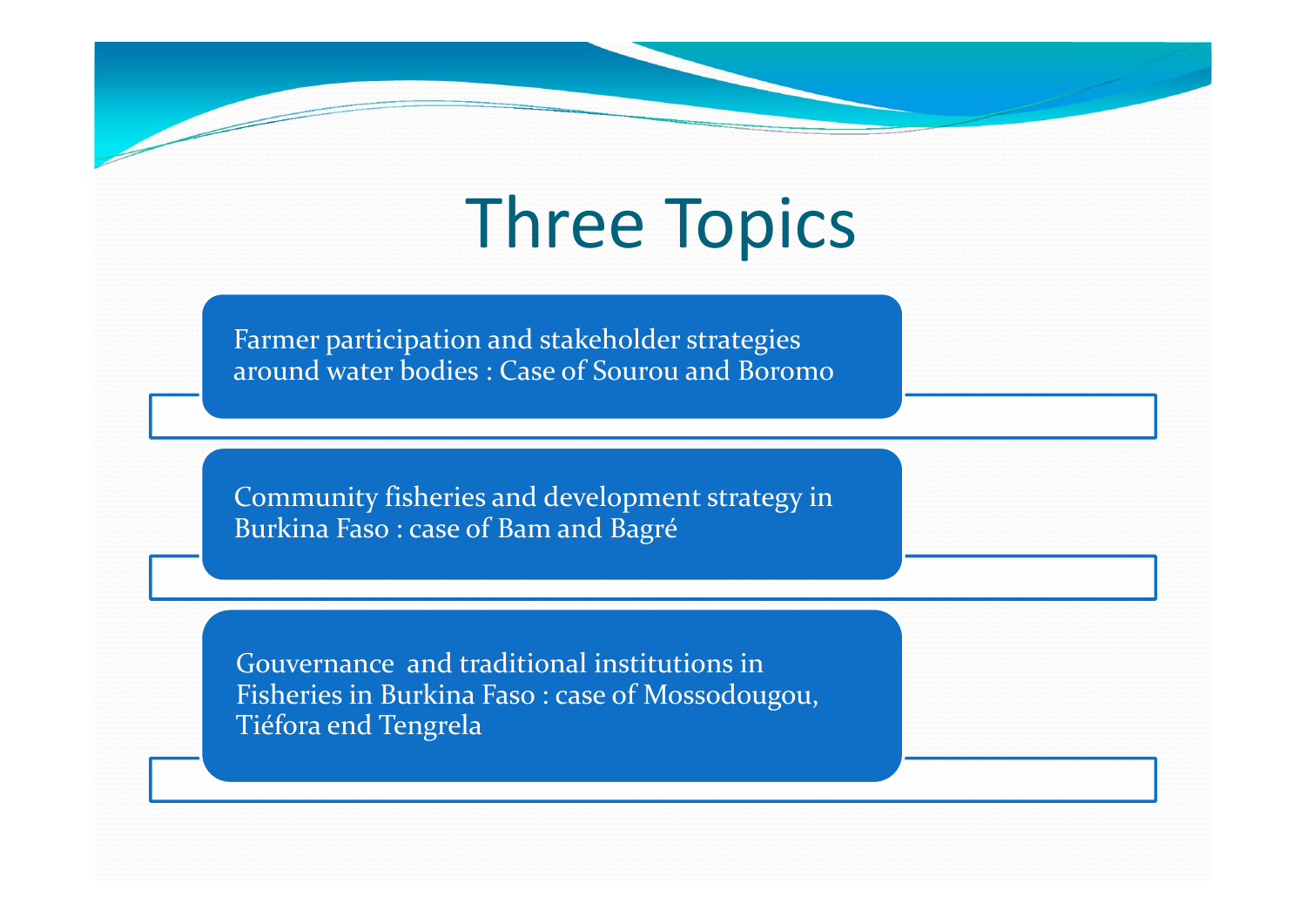# Three Topics

- Farmer participation and stakeholder strategies around water bodies : Case of Sourou and Boromo
- Community fisheries and development strategy in Burkina Faso : case of Bam and Bagré
- Gouvernance and traditional institutions in Fisheries in Burkina Faso : case of Mossodougou, Tiéfora end Tengrela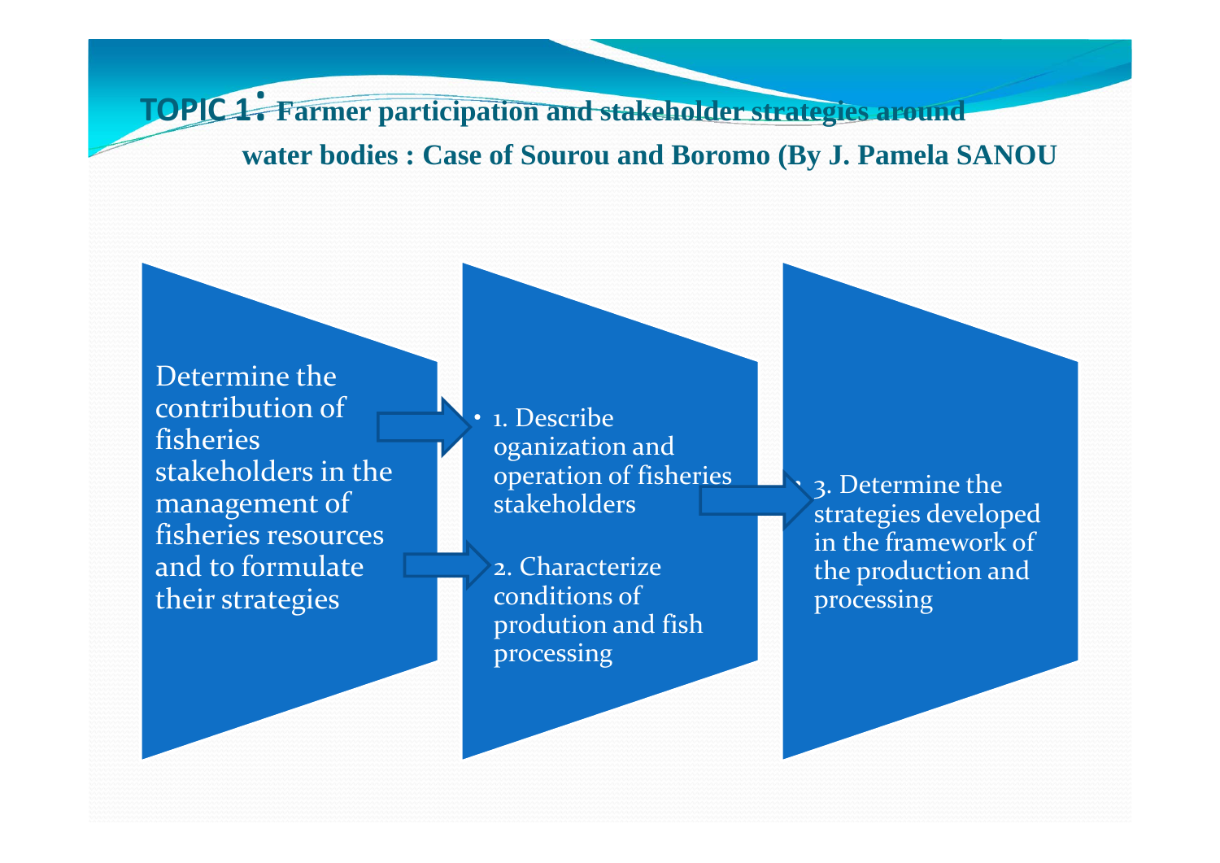# TOPIC 1: Farmer participation and stakeholder strategies around water bodies : Case of Sourou and Boromo (By J. Pamela SANOU

Determine the contribution of fisheries stakeholders in the management of fisheries resources and to formulate their strategies

- 1. Describe oganization and operation of fisheries stakeholders

2. Characterize conditions of prodution and fish processing

- 3. Determine the strategies developed in the framework of the production and processing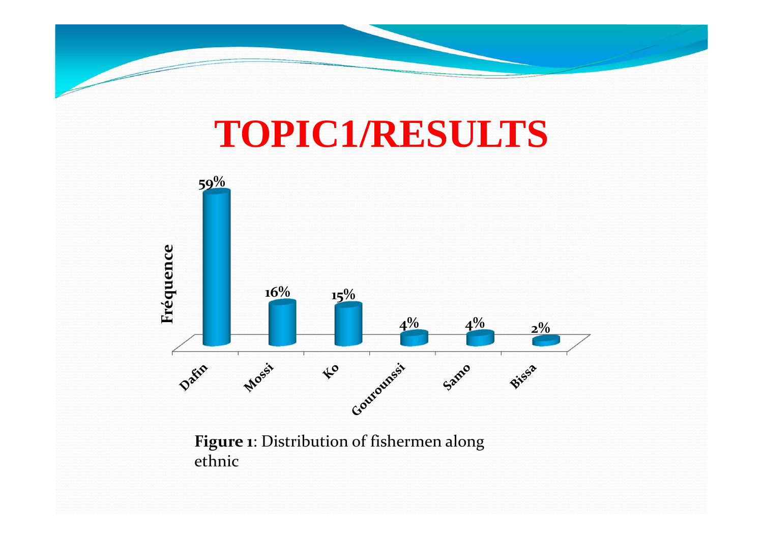# TOPIC1/RESULTS

| Ethnic | Fréquence |
|---|---|
| Dafin | 59% |
| Mossi | 16% |
| Ko | 15% |
| Gourounssi | 4% |
| Samo | 4% |
| Bissa | 2% |

**Figure 1**: Distribution of fishermen along ethnic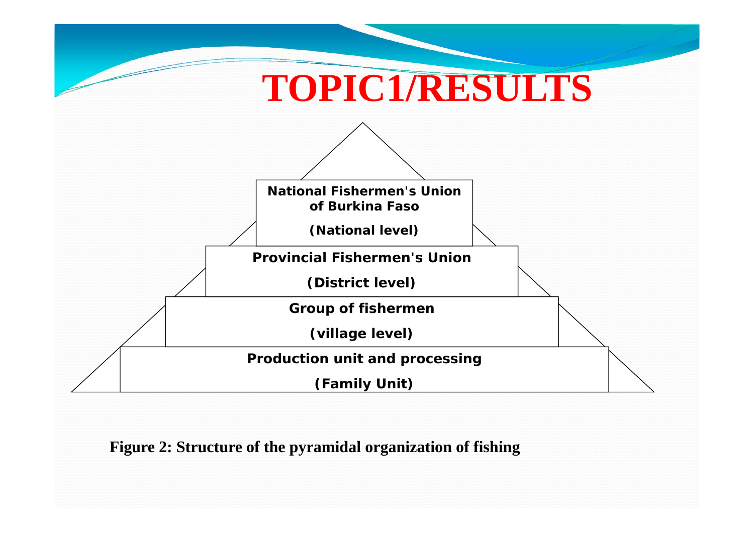# TOPIC1/RESULTS

**National Fishermen's Union of Burkina Faso**

**(National level)**

**Provincial Fishermen's Union**

**(District level)**

**Group of fishermen**

**(village level)**

**Production unit and processing**

**(Family Unit)**

**Figure 2: Structure of the pyramidal organization of fishing**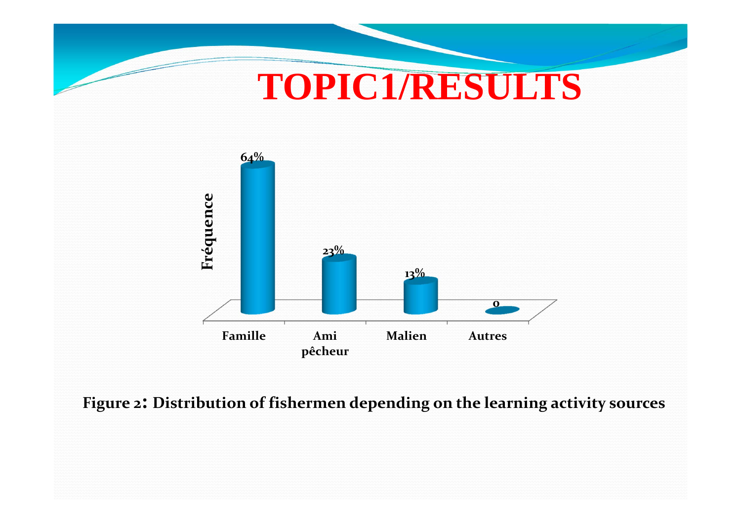# TOPIC1/RESULTS

| | Famille | Ami pêcheur | Malien | Autres |
|---|---|---|---|---|
| Fréquence | 64% | 23% | 13% | 0 |

**Figure 2: Distribution of fishermen depending on the learning activity sources**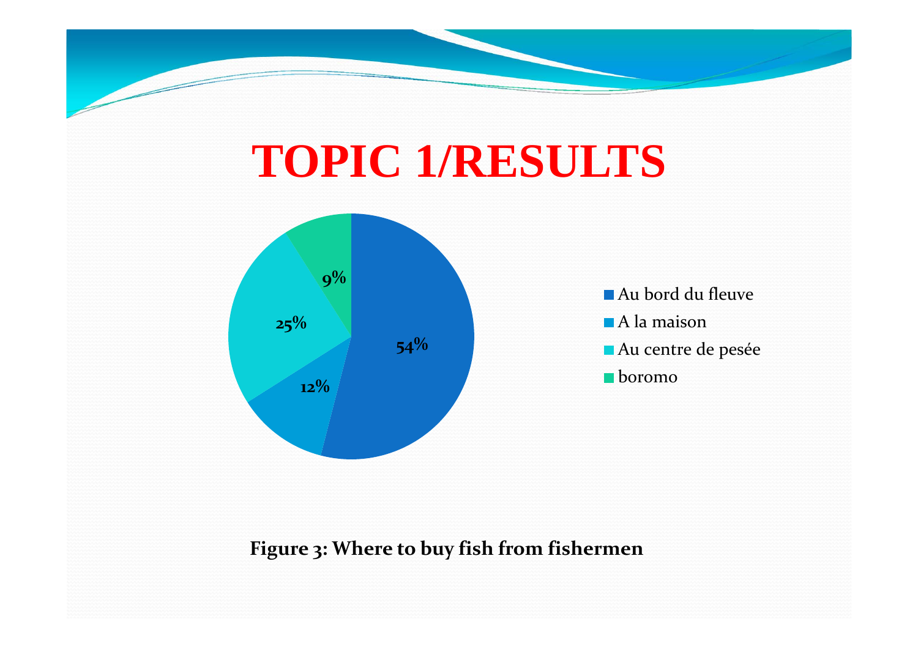# TOPIC 1/RESULTS

| Lieu | % |
|---|---|
| Au bord du fleuve | 54% |
| A la maison | 12% |
| Au centre de pesée | 25% |
| boromo | 9% |

**Figure 3: Where to buy fish from fishermen**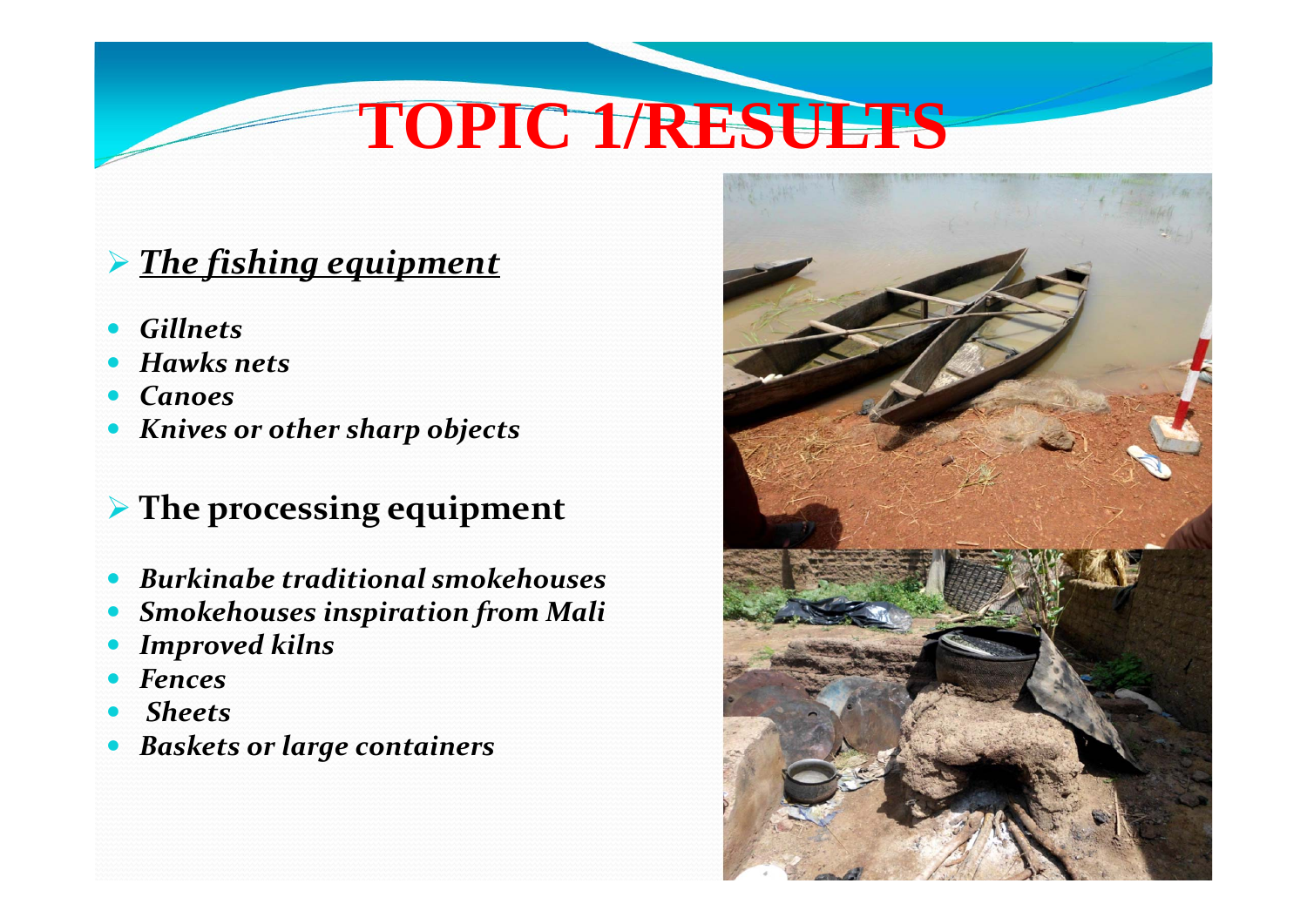# TOPIC 1/RESULTS

- ***The fishing equipment***

- *Gillnets*
- *Hawks nets*
- *Canoes*
- *Knives or other sharp objects*

- **The processing equipment**

- *Burkinabe traditional smokehouses*
- *Smokehouses inspiration from Mali*
- *Improved kilns*
- *Fences*
- *Sheets*
- *Baskets or large containers*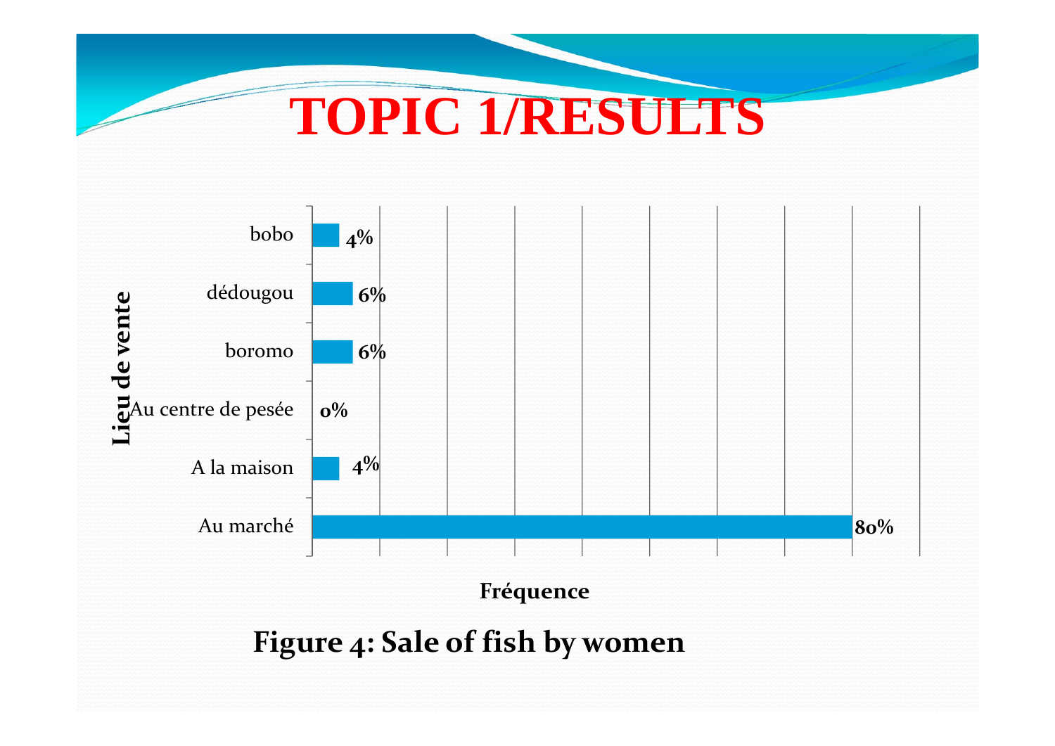# TOPIC 1/RESULTS

| Lieu de vente | Fréquence |
| --- | --- |
| bobo | 4% |
| dédougou | 6% |
| boromo | 6% |
| Au centre de pesée | 0% |
| A la maison | 4% |
| Au marché | 80% |

**Figure 4: Sale of fish by women**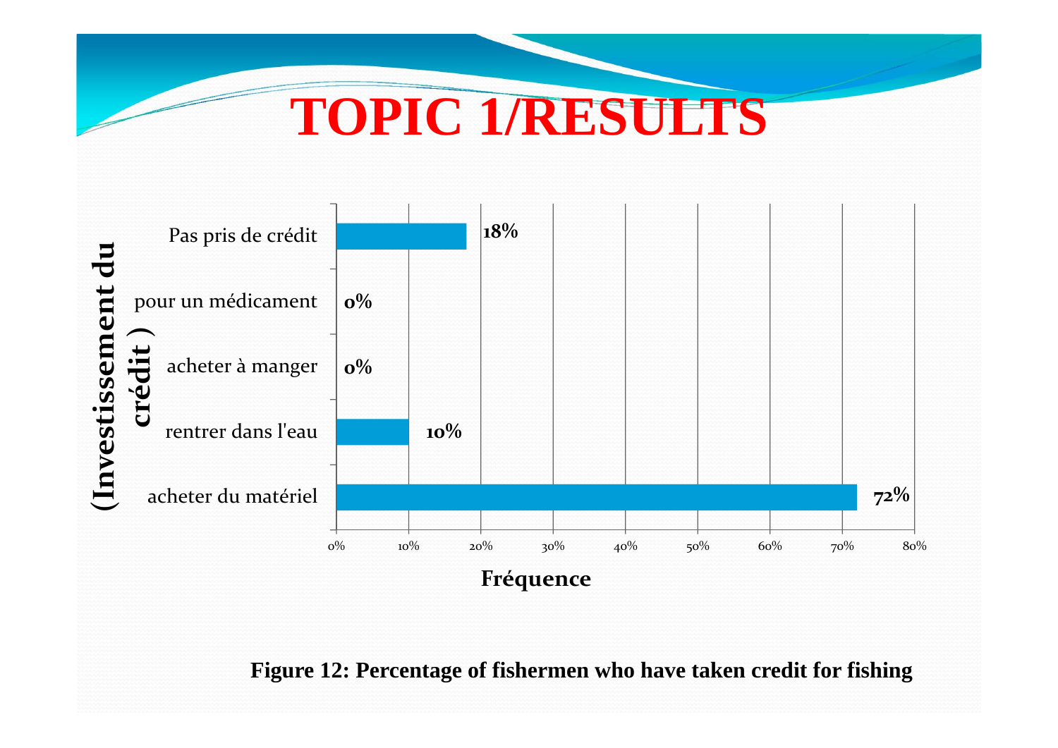# TOPIC 1/RESULTS

| (Investissement du crédit ) | Fréquence |
|---|---|
| Pas pris de crédit | 18% |
| pour un médicament | 0% |
| acheter à manger | 0% |
| rentrer dans l'eau | 10% |
| acheter du matériel | 72% |

**Figure 12: Percentage of fishermen who have taken credit for fishing**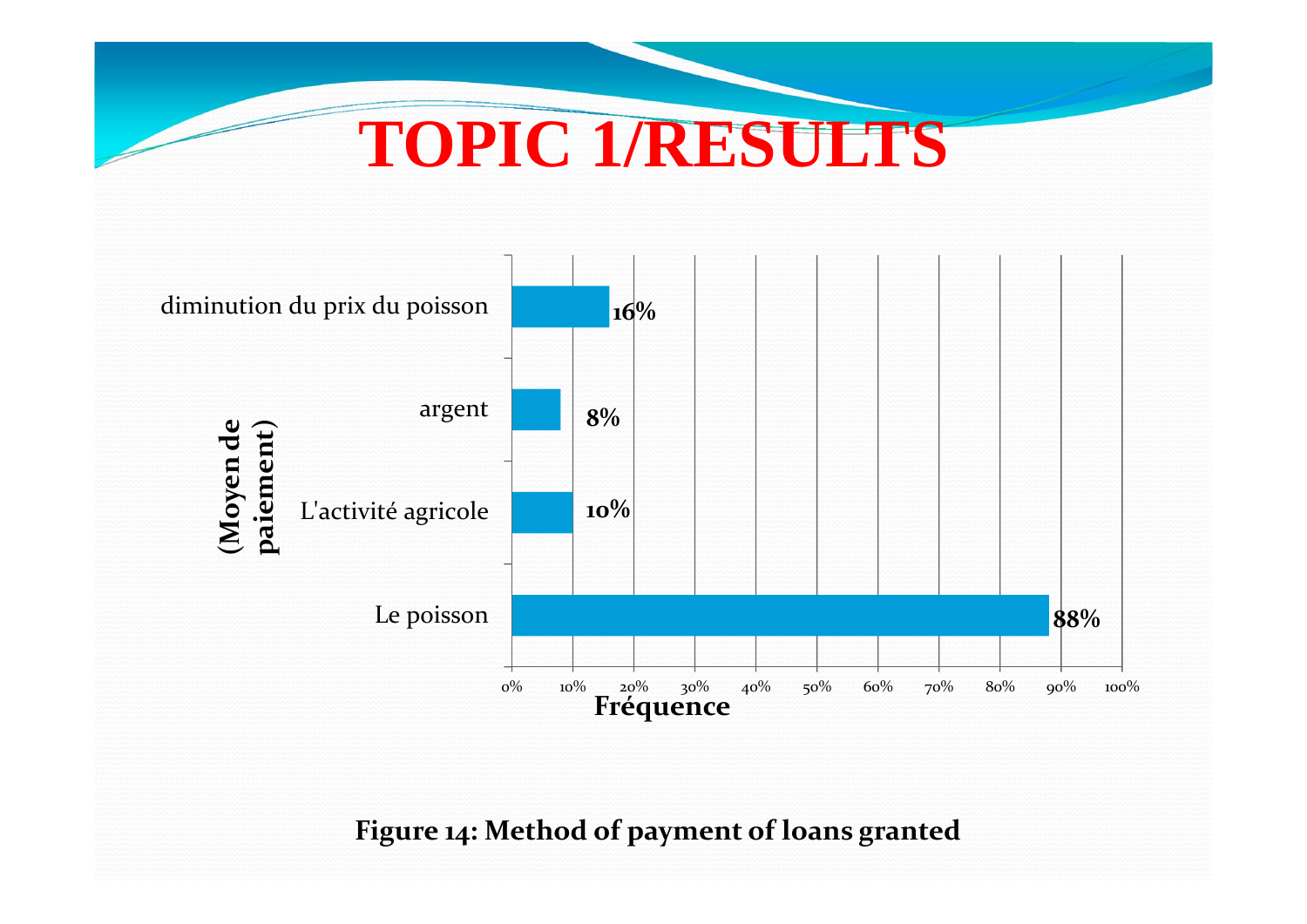# TOPIC 1/RESULTS

| (Moyen de paiement) | Fréquence |
|---|---|
| diminution du prix du poisson | 16% |
| argent | 8% |
| L'activité agricole | 10% |
| Le poisson | 88% |

**Figure 14: Method of payment of loans granted**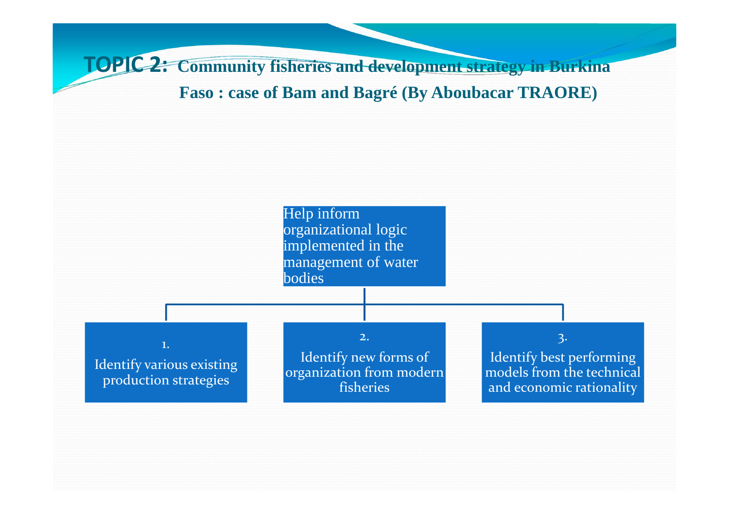# TOPIC 2: Community fisheries and development strategy in Burkina Faso : case of Bam and Bagré (By Aboubacar TRAORE)

Help inform organizational logic implemented in the management of water bodies

1. Identify various existing production strategies

2. Identify new forms of organization from modern fisheries

3. Identify best performing models from the technical and economic rationality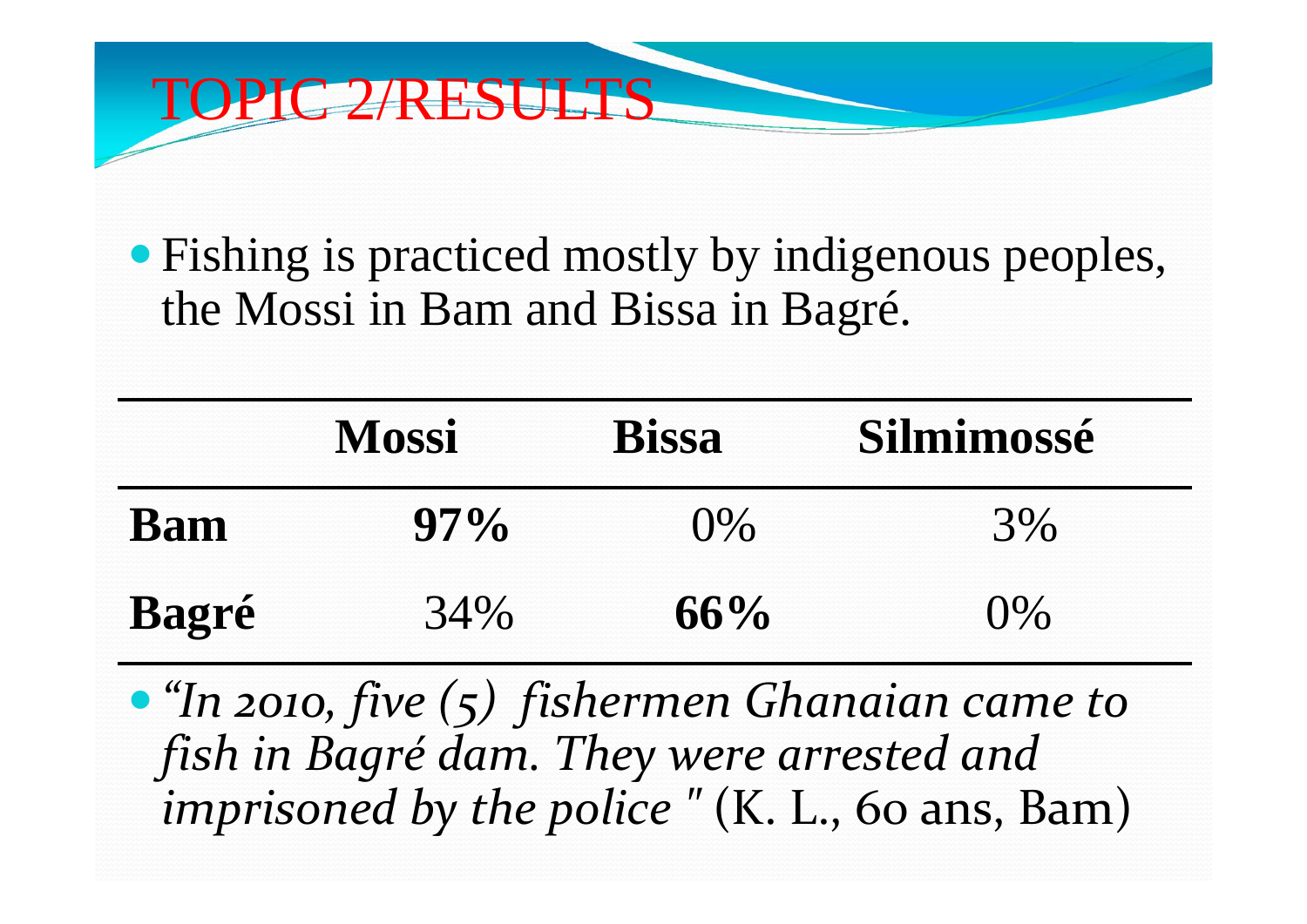# TOPIC 2/RESULTS

- Fishing is practiced mostly by indigenous peoples, the Mossi in Bam and Bissa in Bagré.

| | **Mossi** | **Bissa** | **Silmimossé** |
|---|---|---|---|
| **Bam** | **97%** | 0% | 3% |
| **Bagré** | 34% | **66%** | 0% |

- *"In 2010, five (5) fishermen Ghanaian came to fish in Bagré dam. They were arrested and imprisoned by the police "* (K. L., 60 ans, Bam)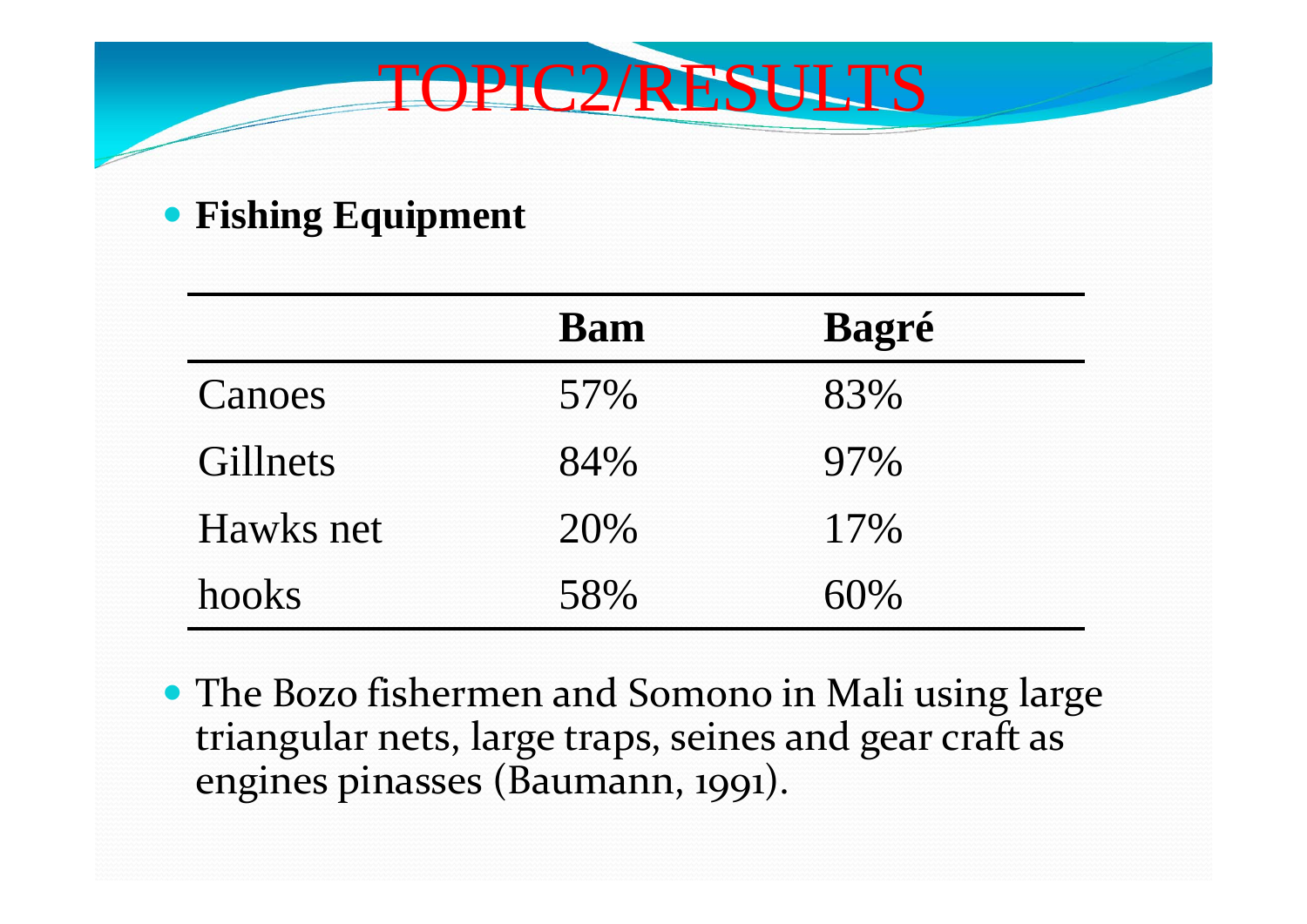# TOPIC2/RESULTS

- **Fishing Equipment**

| | Bam | Bagré |
|---|---|---|
| Canoes | 57% | 83% |
| Gillnets | 84% | 97% |
| Hawks net | 20% | 17% |
| hooks | 58% | 60% |

- The Bozo fishermen and Somono in Mali using large triangular nets, large traps, seines and gear craft as engines pinasses (Baumann, 1991).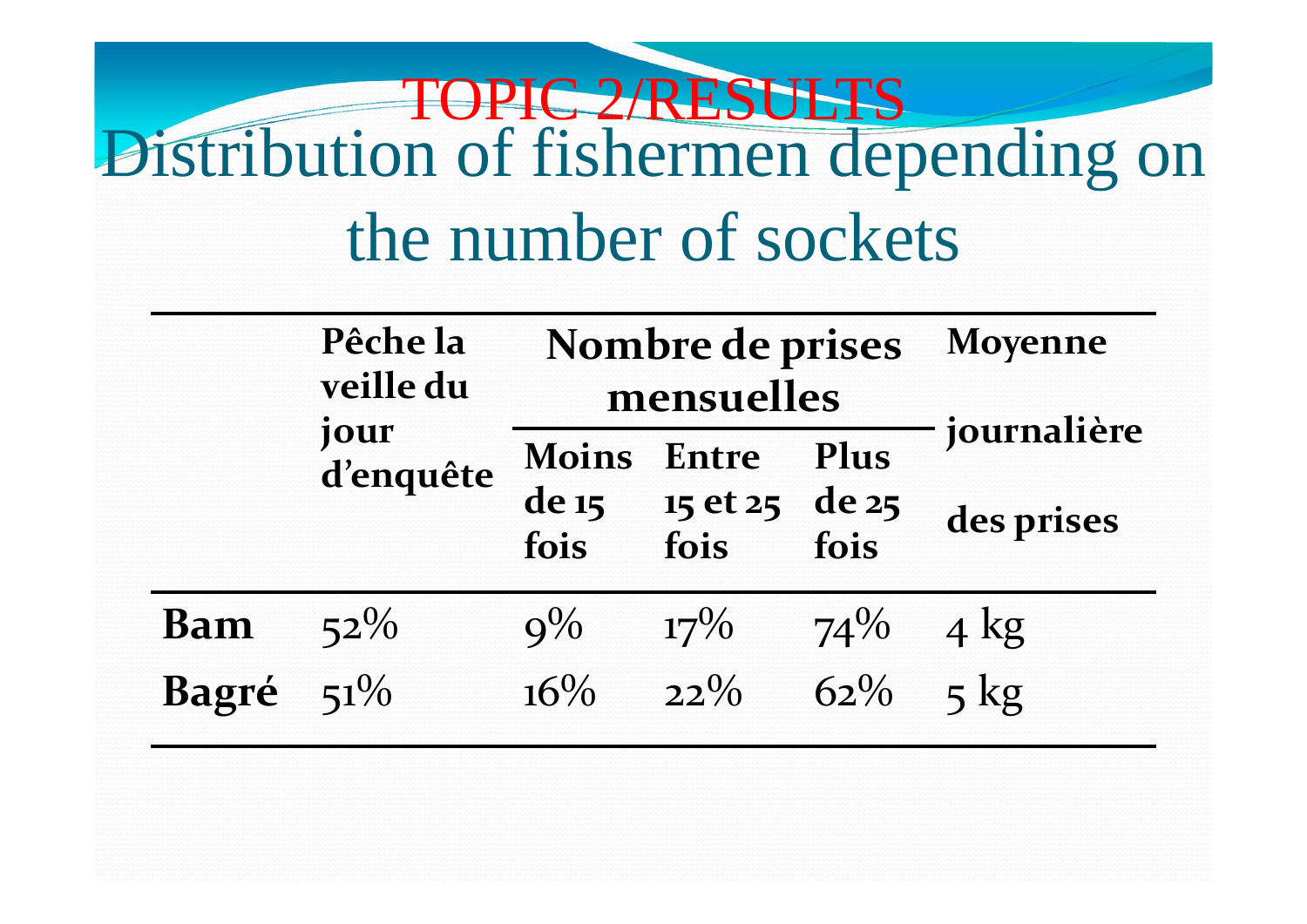# TOPIC 2/RESULTS

## Distribution of fishermen depending on the number of sockets

| | Pêche la veille du jour d'enquête | Nombre de prises mensuelles | | | Moyenne journalière des prises |
|---|---|---|---|---|---|
| | | Moins de 15 fois | Entre 15 et 25 fois | Plus de 25 fois | |
| **Bam** | 52% | 9% | 17% | 74% | 4 kg |
| **Bagré** | 51% | 16% | 22% | 62% | 5 kg |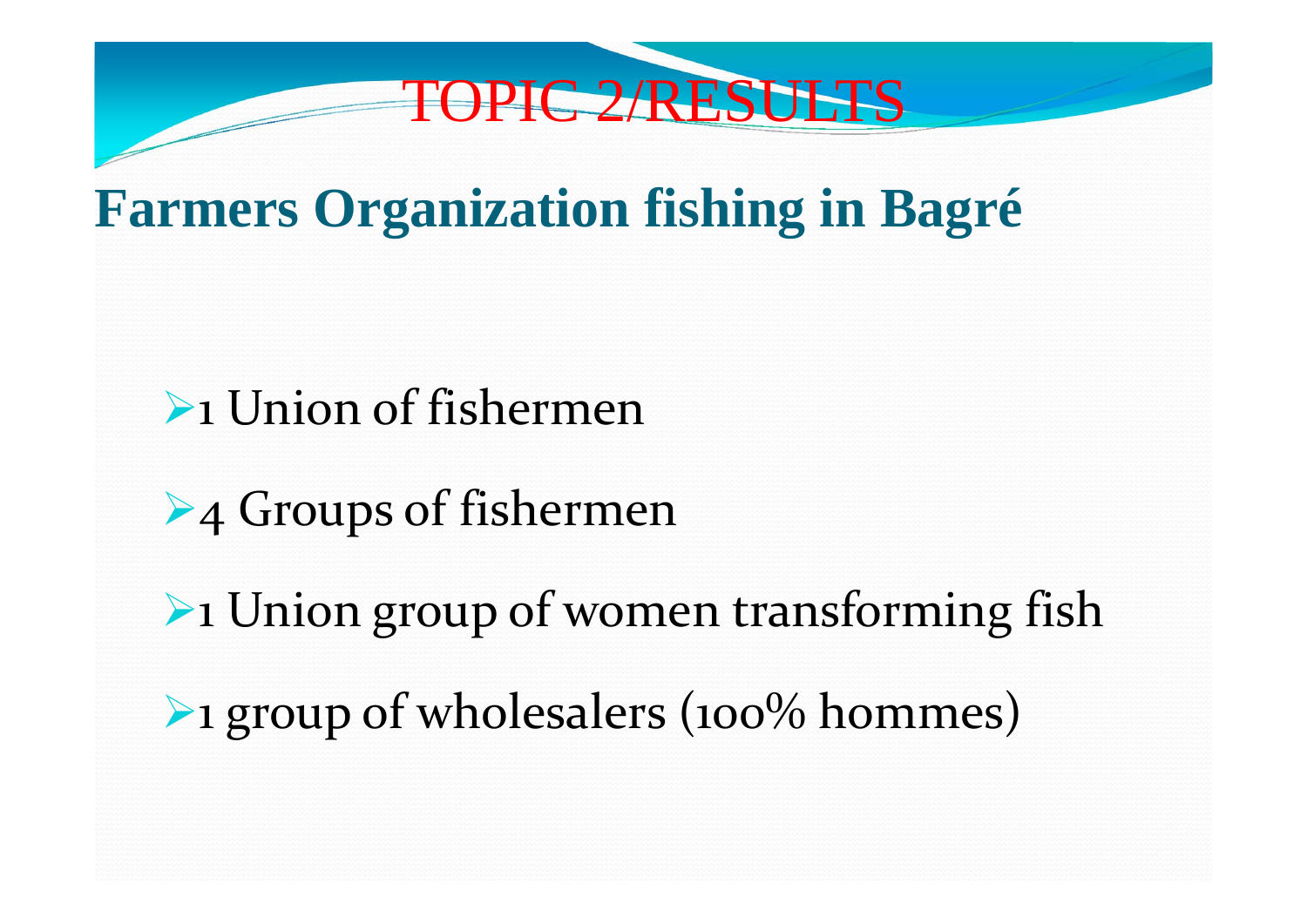# TOPIC 2/RESULTS

## Farmers Organization fishing in Bagré

- 1 Union of fishermen
- 4 Groups of fishermen
- 1 Union group of women transforming fish
- 1 group of wholesalers (100% hommes)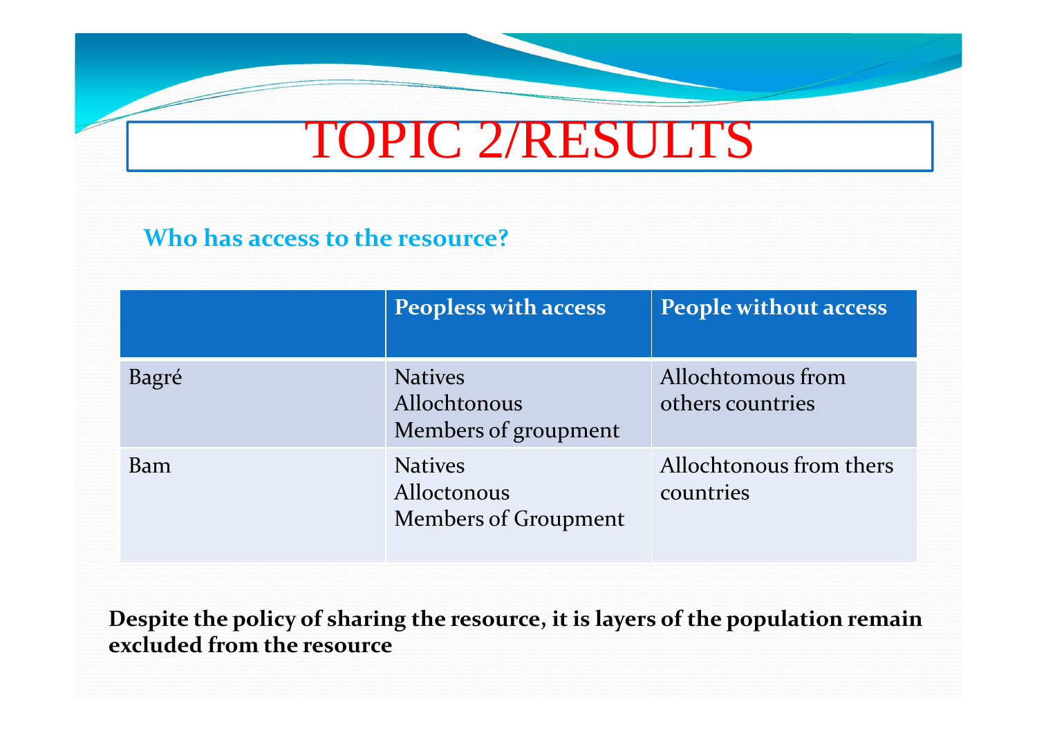# TOPIC 2/RESULTS

**Who has access to the resource?**

| | Peopless with access | People without access |
|---|---|---|
| Bagré | Natives<br>Allochtonous<br>Members of groupment | Allochtomous from others countries |
| Bam | Natives<br>Alloctonous<br>Members of Groupment | Allochtonous from thers countries |

**Despite the policy of sharing the resource, it is layers of the population remain excluded from the resource**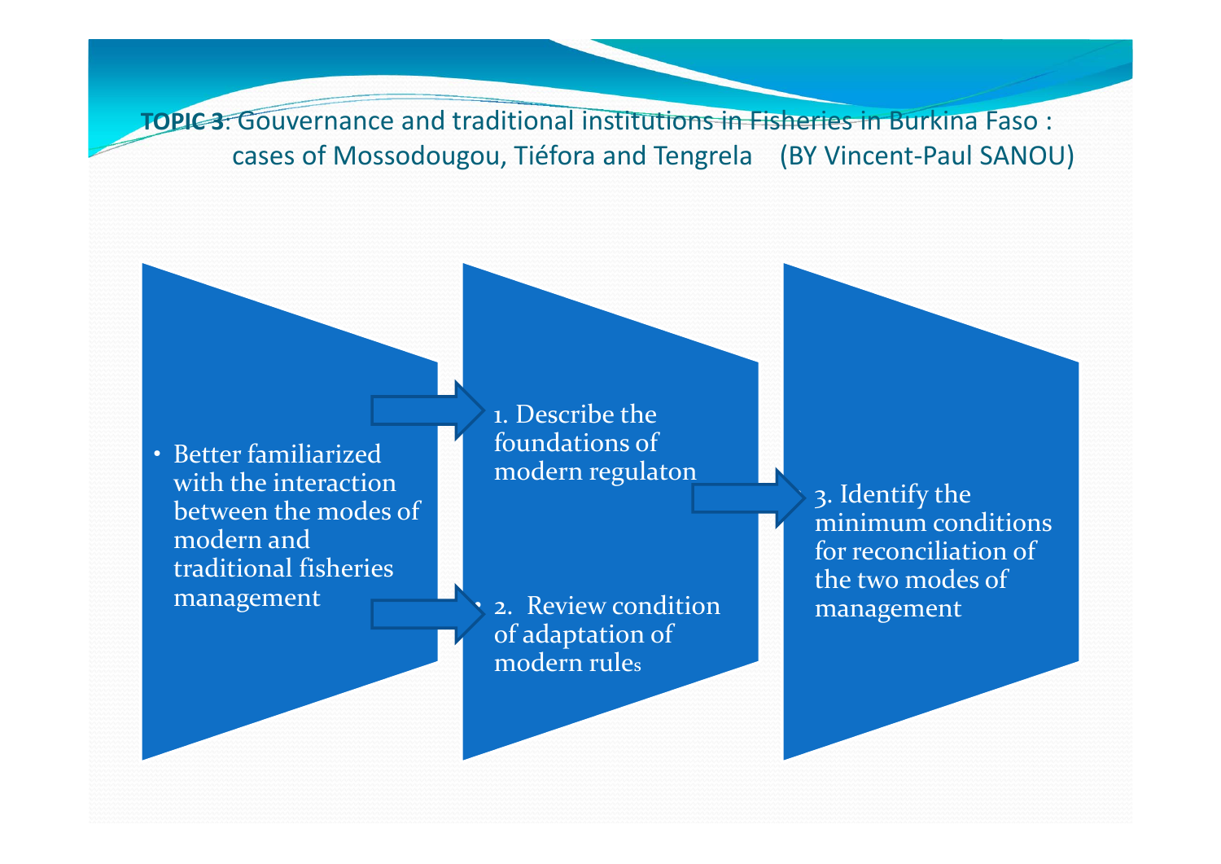**TOPIC 3**: Gouvernance and traditional institutions in Fisheries in Burkina Faso : cases of Mossodougou, Tiéfora and Tengrela (BY Vincent-Paul SANOU)

- Better familiarized with the interaction between the modes of modern and traditional fisheries management

1. Describe the foundations of modern regulaton

2. Review condition of adaptation of modern rules

3. Identify the minimum conditions for reconciliation of the two modes of management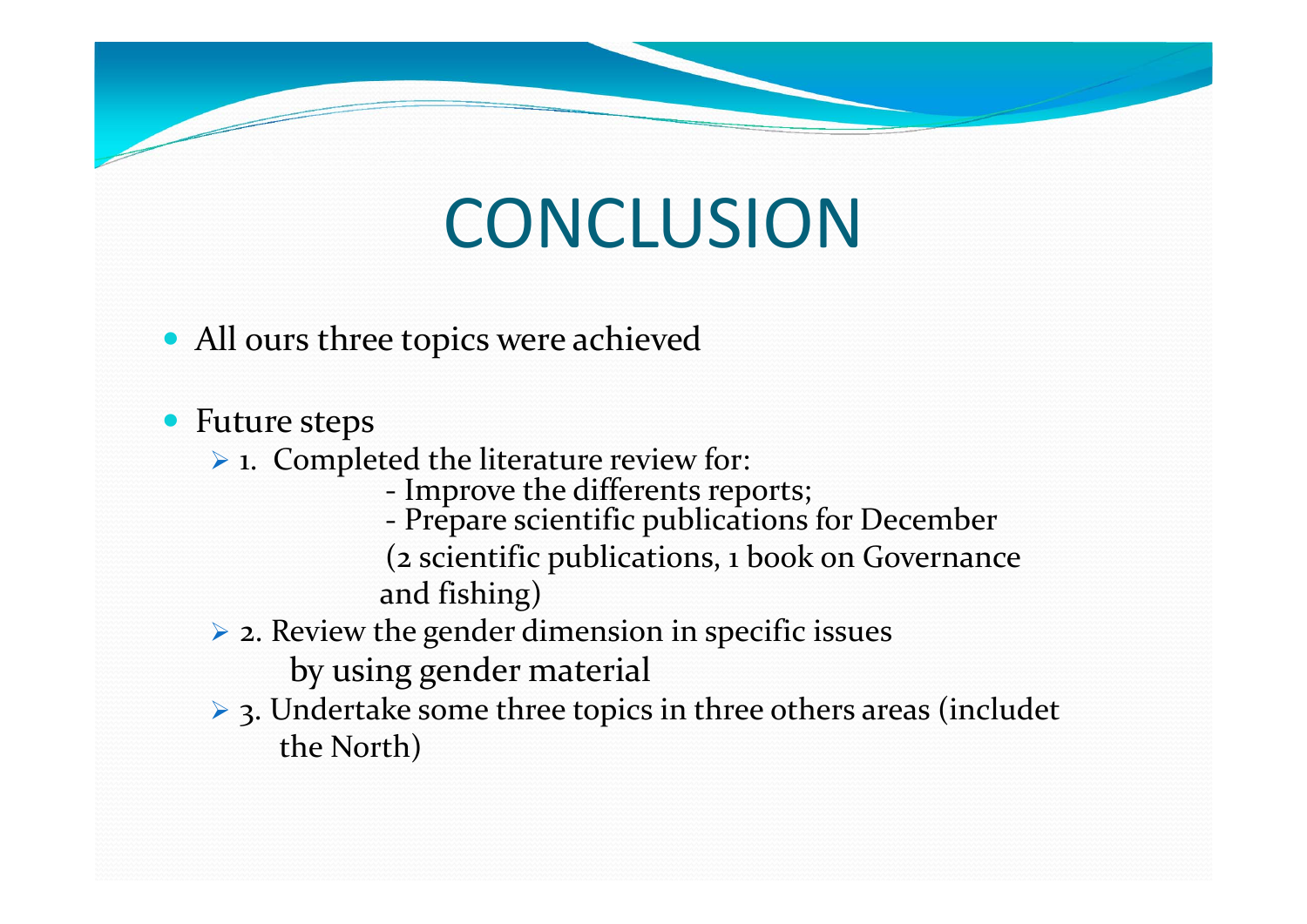# CONCLUSION

- All ours three topics were achieved

- Future steps
  - 1. Completed the literature review for:
    - Improve the differents reports;
    - Prepare scientific publications for December (2 scientific publications, 1 book on Governance and fishing)
  - 2. Review the gender dimension in specific issues by using gender material
  - 3. Undertake some three topics in three others areas (includet the North)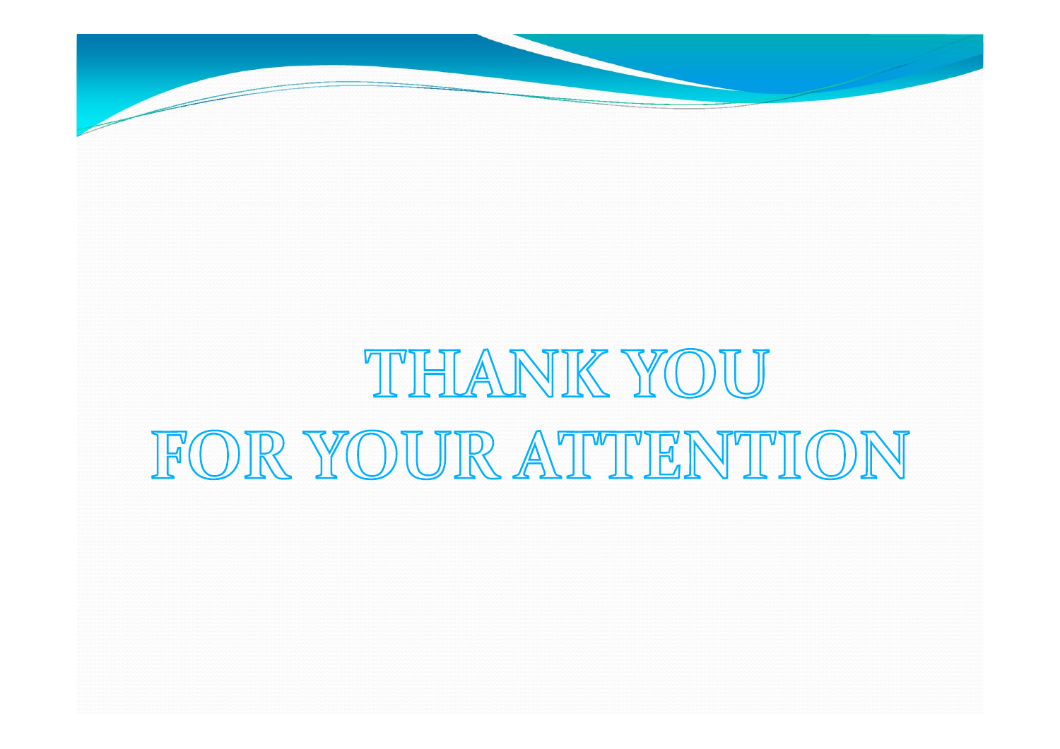# THANK YOU
# FOR YOUR ATTENTION